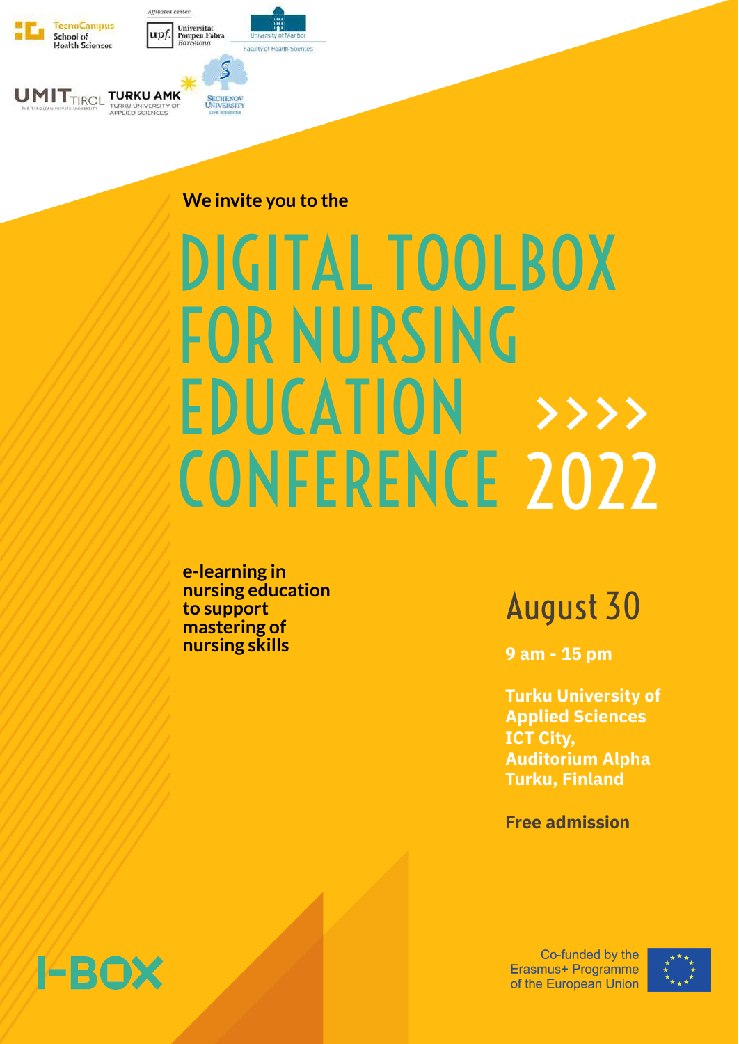TecnoCampus School of Health Sciences

Affiliated center

Universitat Pompeu Fabra Barcelona

University of Maribor Faculty of Health Sciences

UMIT TIROL

TURKU AMK Turku University of Applied Sciences

Sechenov University

**We invite you to the**

# DIGITAL TOOLBOX FOR NURSING EDUCATION CONFERENCE 2022

**e-learning in nursing education to support mastering of nursing skills**

## August 30

**9 am - 15 pm**

**Turku University of Applied Sciences ICT City, Auditorium Alpha Turku, Finland**

**Free admission**

I-BOX

Co-funded by the Erasmus+ Programme of the European Union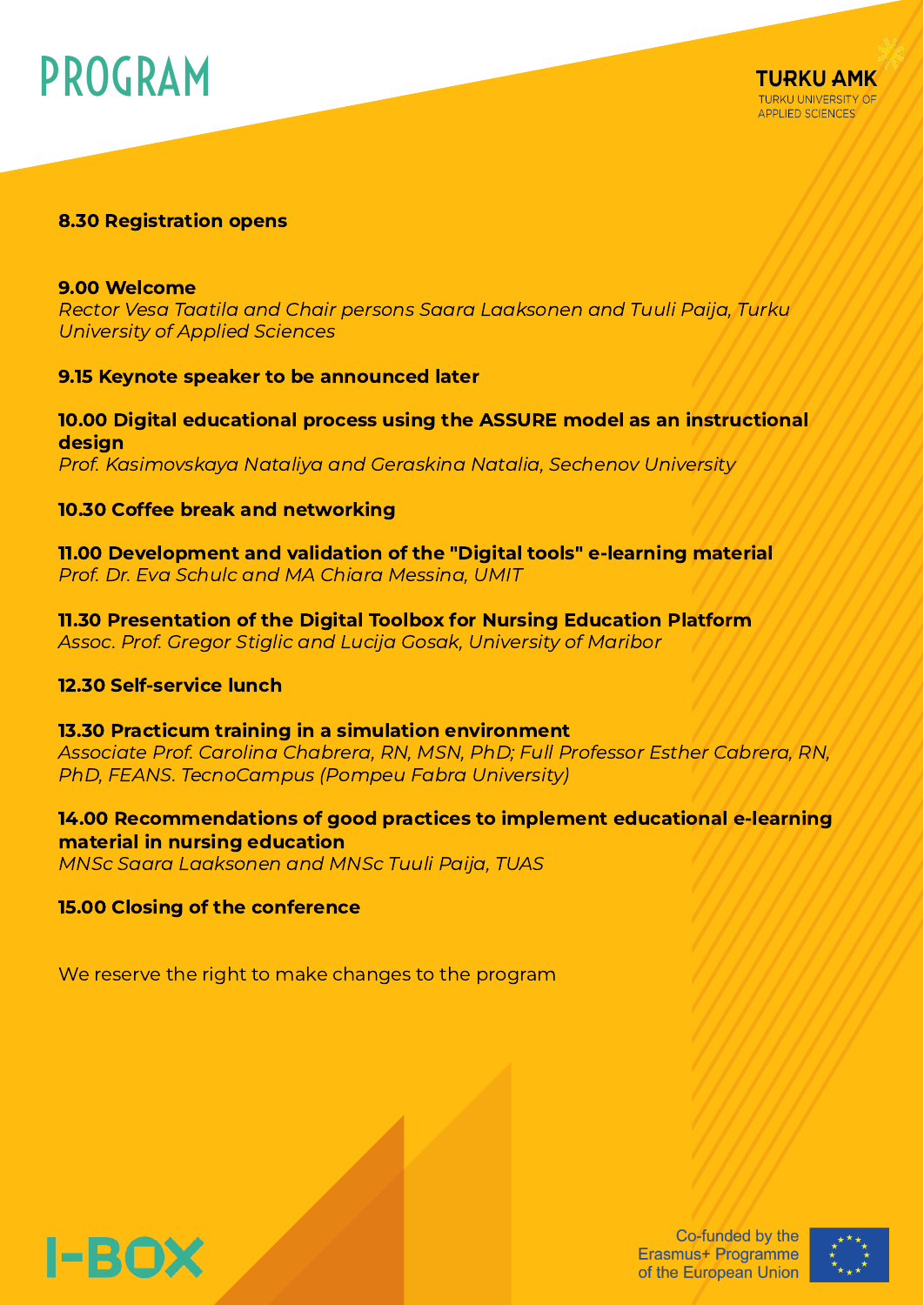# PROGRAM

TURKU AMK
TURKU UNIVERSITY OF APPLIED SCIENCES

**8.30 Registration opens**

**9.00 Welcome**
*Rector Vesa Taatila and Chair persons Saara Laaksonen and Tuuli Paija, Turku University of Applied Sciences*

**9.15 Keynote speaker to be announced later**

**10.00 Digital educational process using the ASSURE model as an instructional design**
*Prof. Kasimovskaya Nataliya and Geraskina Natalia, Sechenov University*

**10.30 Coffee break and networking**

**11.00 Development and validation of the "Digital tools" e-learning material**
*Prof. Dr. Eva Schulc and MA Chiara Messina, UMIT*

**11.30 Presentation of the Digital Toolbox for Nursing Education Platform**
*Assoc. Prof. Gregor Stiglic and Lucija Gosak, University of Maribor*

**12.30 Self-service lunch**

**13.30 Practicum training in a simulation environment**
*Associate Prof. Carolina Chabrera, RN, MSN, PhD; Full Professor Esther Cabrera, RN, PhD, FEANS. TecnoCampus (Pompeu Fabra University)*

**14.00 Recommendations of good practices to implement educational e-learning material in nursing education**
*MNSc Saara Laaksonen and MNSc Tuuli Paija, TUAS*

**15.00 Closing of the conference**

We reserve the right to make changes to the program

I-BOX

Co-funded by the Erasmus+ Programme of the European Union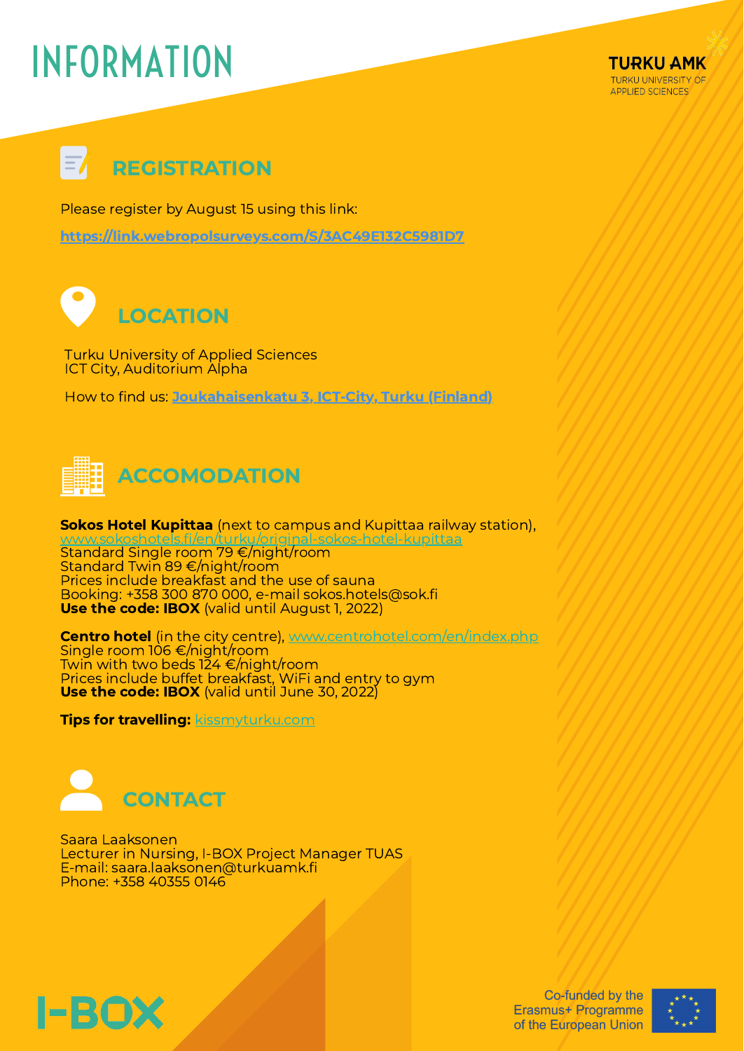# INFORMATION

TURKU AMK
TURKU UNIVERSITY OF APPLIED SCIENCES

## REGISTRATION

Please register by August 15 using this link:

https://link.webropolsurveys.com/S/3AC49E132C5981D7

## LOCATION

Turku University of Applied Sciences
ICT City, Auditorium Alpha

How to find us: Joukahaisenkatu 3, ICT-City, Turku (Finland)

## ACCOMODATION

**Sokos Hotel Kupittaa** (next to campus and Kupittaa railway station), www.sokoshotels.fi/en/turku/original-sokos-hotel-kupittaa
Standard Single room 79 €/night/room
Standard Twin 89 €/night/room
Prices include breakfast and the use of sauna
Booking: +358 300 870 000, e-mail sokos.hotels@sok.fi
**Use the code: IBOX** (valid until August 1, 2022)

**Centro hotel** (in the city centre), www.centrohotel.com/en/index.php
Single room 106 €/night/room
Twin with two beds 124 €/night/room
Prices include buffet breakfast, WiFi and entry to gym
**Use the code: IBOX** (valid until June 30, 2022)

**Tips for travelling:** kissmyturku.com

## CONTACT

Saara Laaksonen
Lecturer in Nursing, I-BOX Project Manager TUAS
E-mail: saara.laaksonen@turkuamk.fi
Phone: +358 40355 0146

I-BOX

Co-funded by the Erasmus+ Programme of the European Union